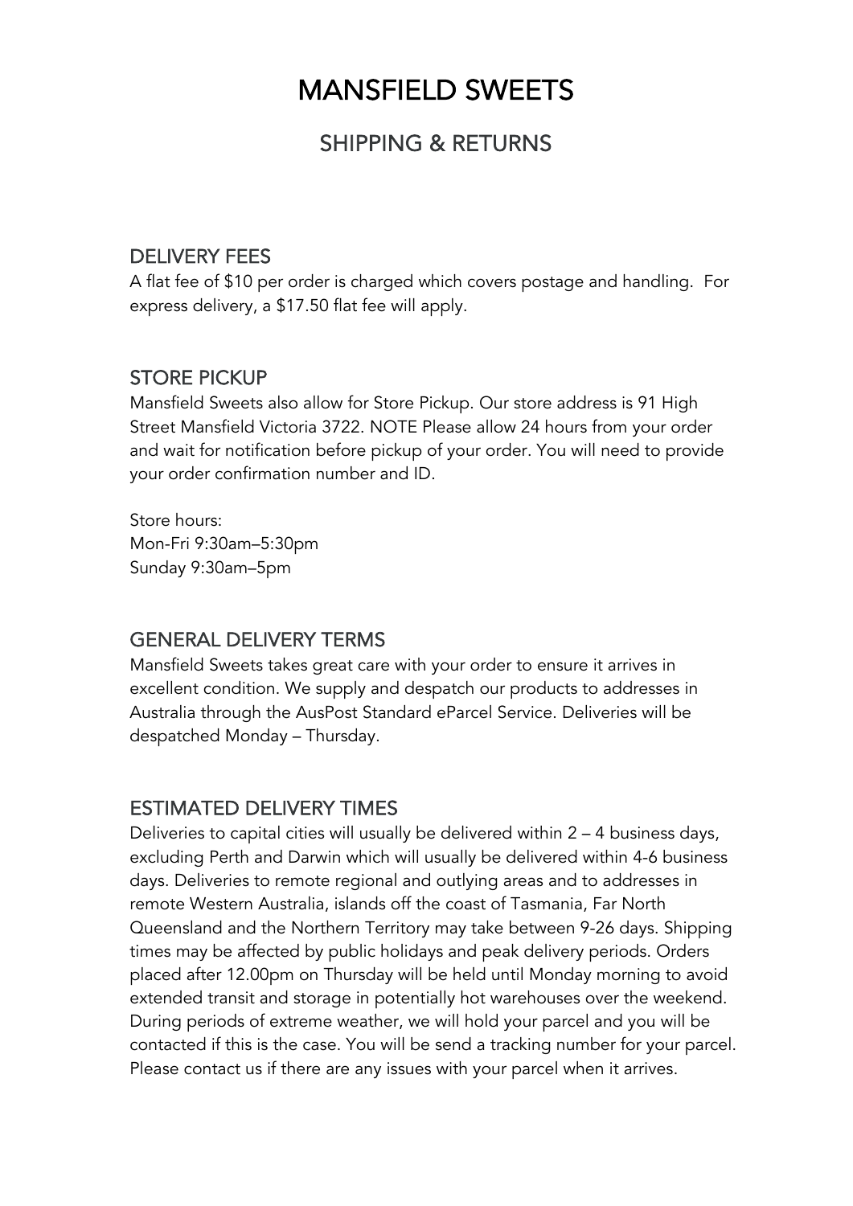# MANSFIELD SWEETS

## SHIPPING & RETURNS

### DELIVERY FEES

A flat fee of $10 per order is charged which covers postage and handling. For express delivery, a $17.50 flat fee will apply.

### STORE PICKUP

Mansfield Sweets also allow for Store Pickup. Our store address is 91 High Street Mansfield Victoria 3722. NOTE Please allow 24 hours from your order and wait for notification before pickup of your order. You will need to provide your order confirmation number and ID.

Store hours:
Mon-Fri 9:30am–5:30pm
Sunday 9:30am–5pm

### GENERAL DELIVERY TERMS

Mansfield Sweets takes great care with your order to ensure it arrives in excellent condition. We supply and despatch our products to addresses in Australia through the AusPost Standard eParcel Service. Deliveries will be despatched Monday – Thursday.

### ESTIMATED DELIVERY TIMES

Deliveries to capital cities will usually be delivered within 2 – 4 business days, excluding Perth and Darwin which will usually be delivered within 4-6 business days. Deliveries to remote regional and outlying areas and to addresses in remote Western Australia, islands off the coast of Tasmania, Far North Queensland and the Northern Territory may take between 9-26 days. Shipping times may be affected by public holidays and peak delivery periods. Orders placed after 12.00pm on Thursday will be held until Monday morning to avoid extended transit and storage in potentially hot warehouses over the weekend. During periods of extreme weather, we will hold your parcel and you will be contacted if this is the case. You will be send a tracking number for your parcel. Please contact us if there are any issues with your parcel when it arrives.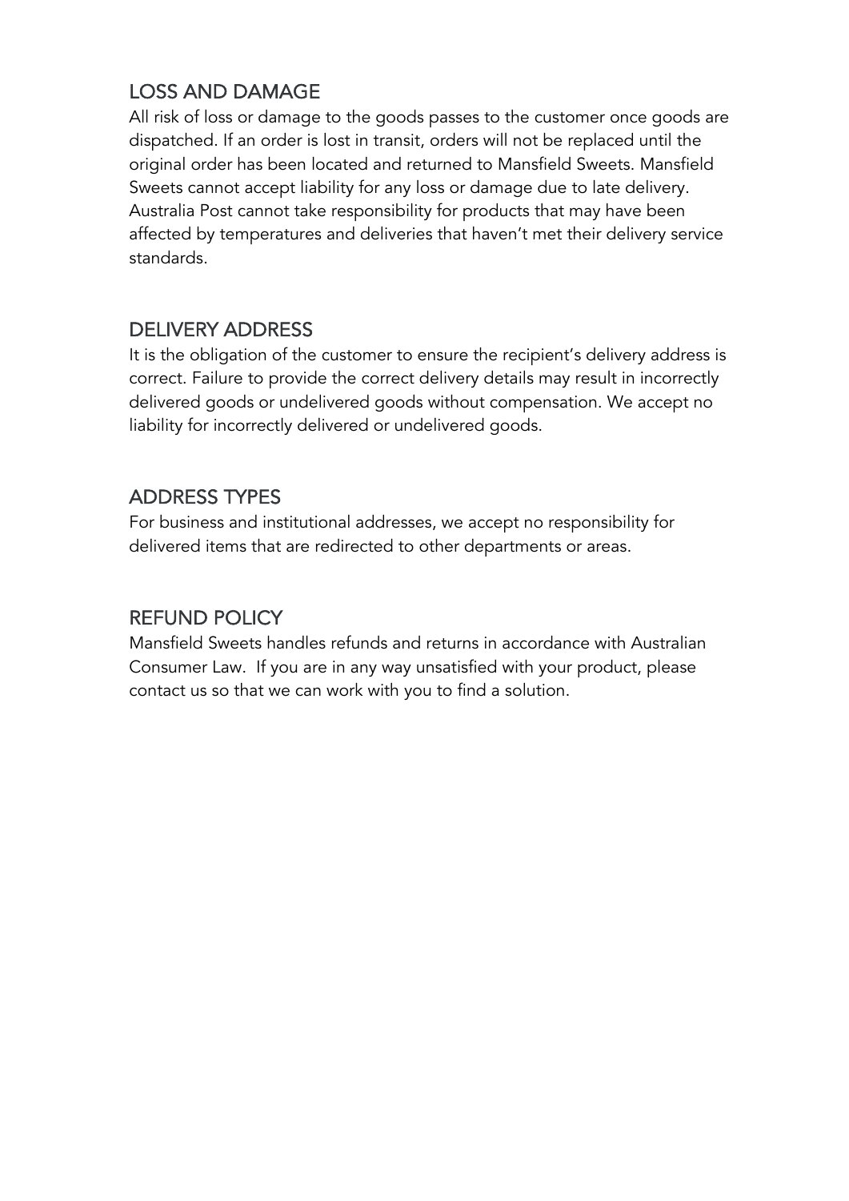## LOSS AND DAMAGE

All risk of loss or damage to the goods passes to the customer once goods are dispatched. If an order is lost in transit, orders will not be replaced until the original order has been located and returned to Mansfield Sweets. Mansfield Sweets cannot accept liability for any loss or damage due to late delivery. Australia Post cannot take responsibility for products that may have been affected by temperatures and deliveries that haven't met their delivery service standards.

## DELIVERY ADDRESS

It is the obligation of the customer to ensure the recipient's delivery address is correct. Failure to provide the correct delivery details may result in incorrectly delivered goods or undelivered goods without compensation. We accept no liability for incorrectly delivered or undelivered goods.

## ADDRESS TYPES

For business and institutional addresses, we accept no responsibility for delivered items that are redirected to other departments or areas.

## REFUND POLICY

Mansfield Sweets handles refunds and returns in accordance with Australian Consumer Law. If you are in any way unsatisfied with your product, please contact us so that we can work with you to find a solution.